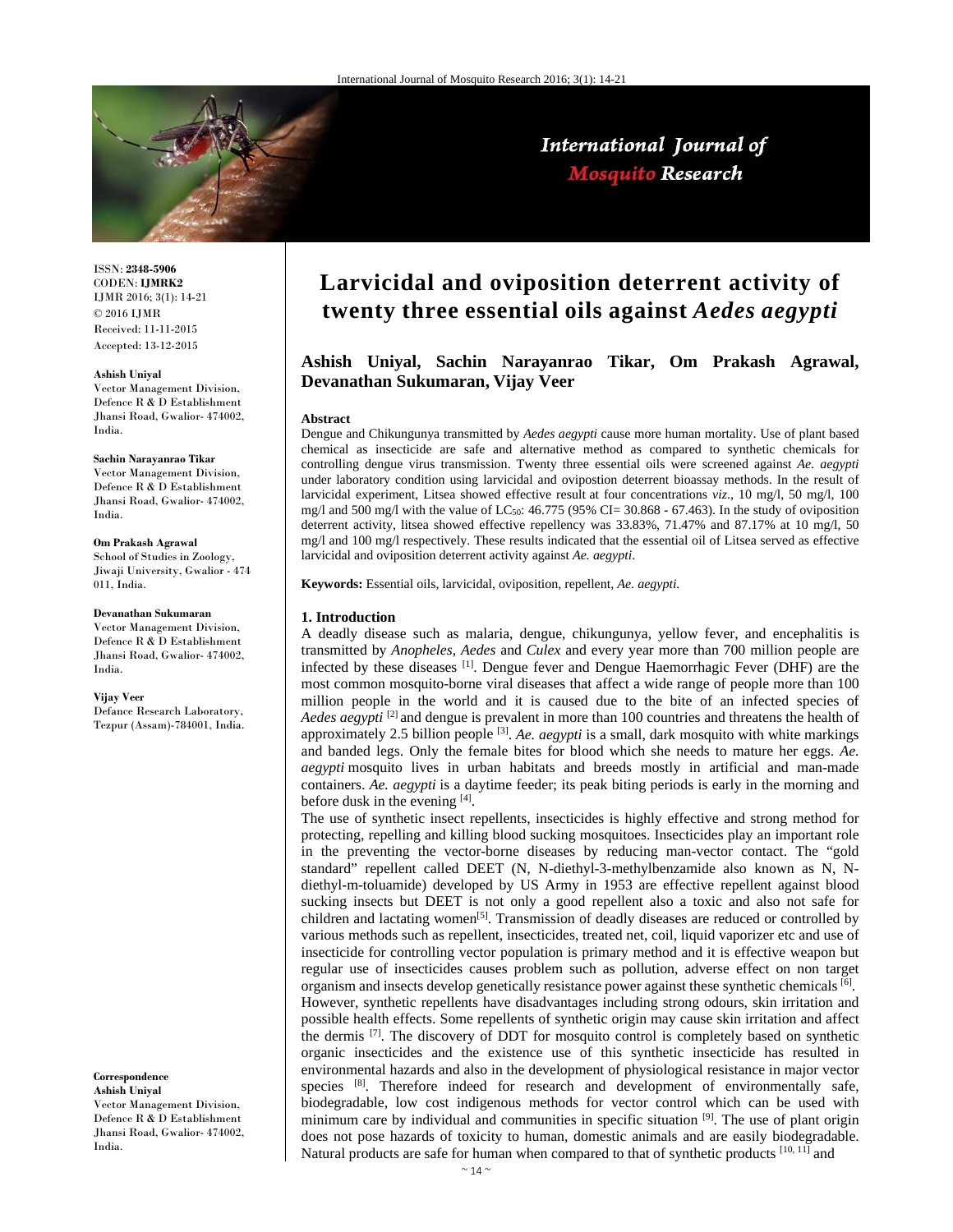# Larvicidal and oviposition deterrent activity of twenty three essential oils against *Aedes aegypti*

**Ashish Uniyal, Sachin Narayanrao Tikar, Om Prakash Agrawal, Devanathan Sukumaran, Vijay Veer**

ISSN: **2348-5906**
CODEN: **IJMRK2**
IJMR 2016; 3(1): 14-21
© 2016 IJMR
Received: 11-11-2015
Accepted: 13-12-2015

**Ashish Uniyal**
Vector Management Division, Defence R & D Establishment Jhansi Road, Gwalior- 474002, India.

**Sachin Narayanrao Tikar**
Vector Management Division, Defence R & D Establishment Jhansi Road, Gwalior- 474002, India.

**Om Prakash Agrawal**
School of Studies in Zoology, Jiwaji University, Gwalior - 474 011, India.

**Devanathan Sukumaran**
Vector Management Division, Defence R & D Establishment Jhansi Road, Gwalior- 474002, India.

**Vijay Veer**
Defance Research Laboratory, Tezpur (Assam)-784001, India.

**Correspondence**
**Ashish Uniyal**
Vector Management Division, Defence R & D Establishment Jhansi Road, Gwalior- 474002, India.

### Abstract

Dengue and Chikungunya transmitted by *Aedes aegypti* cause more human mortality. Use of plant based chemical as insecticide are safe and alternative method as compared to synthetic chemicals for controlling dengue virus transmission. Twenty three essential oils were screened against *Ae. aegypti* under laboratory condition using larvicidal and ovipostion deterrent bioassay methods. In the result of larvicidal experiment, Litsea showed effective result at four concentrations *viz*., 10 mg/l, 50 mg/l, 100 mg/l and 500 mg/l with the value of $LC_{50}$: 46.775 (95% CI= 30.868 - 67.463). In the study of oviposition deterrent activity, litsea showed effective repellency was 33.83%, 71.47% and 87.17% at 10 mg/l, 50 mg/l and 100 mg/l respectively. These results indicated that the essential oil of Litsea served as effective larvicidal and oviposition deterrent activity against *Ae. aegypti*.

**Keywords:** Essential oils, larvicidal, oviposition, repellent, *Ae. aegypti.*

## 1. Introduction

A deadly disease such as malaria, dengue, chikungunya, yellow fever, and encephalitis is transmitted by *Anopheles*, *Aedes* and *Culex* and every year more than 700 million people are infected by these diseases [1]. Dengue fever and Dengue Haemorrhagic Fever (DHF) are the most common mosquito-borne viral diseases that affect a wide range of people more than 100 million people in the world and it is caused due to the bite of an infected species of *Aedes aegypti* [2] and dengue is prevalent in more than 100 countries and threatens the health of approximately 2.5 billion people [3]. *Ae. aegypti* is a small, dark mosquito with white markings and banded legs. Only the female bites for blood which she needs to mature her eggs. *Ae. aegypti* mosquito lives in urban habitats and breeds mostly in artificial and man-made containers. *Ae. aegypti* is a daytime feeder; its peak biting periods is early in the morning and before dusk in the evening [4].

The use of synthetic insect repellents, insecticides is highly effective and strong method for protecting, repelling and killing blood sucking mosquitoes. Insecticides play an important role in the preventing the vector-borne diseases by reducing man-vector contact. The "gold standard" repellent called DEET (N, N-diethyl-3-methylbenzamide also known as N, N-diethyl-m-toluamide) developed by US Army in 1953 are effective repellent against blood sucking insects but DEET is not only a good repellent also a toxic and also not safe for children and lactating women[5]. Transmission of deadly diseases are reduced or controlled by various methods such as repellent, insecticides, treated net, coil, liquid vaporizer etc and use of insecticide for controlling vector population is primary method and it is effective weapon but regular use of insecticides causes problem such as pollution, adverse effect on non target organism and insects develop genetically resistance power against these synthetic chemicals [6]. However, synthetic repellents have disadvantages including strong odours, skin irritation and possible health effects. Some repellents of synthetic origin may cause skin irritation and affect the dermis [7]. The discovery of DDT for mosquito control is completely based on synthetic organic insecticides and the existence use of this synthetic insecticide has resulted in environmental hazards and also in the development of physiological resistance in major vector species [8]. Therefore indeed for research and development of environmentally safe, biodegradable, low cost indigenous methods for vector control which can be used with minimum care by individual and communities in specific situation [9]. The use of plant origin does not pose hazards of toxicity to human, domestic animals and are easily biodegradable. Natural products are safe for human when compared to that of synthetic products [10, 11] and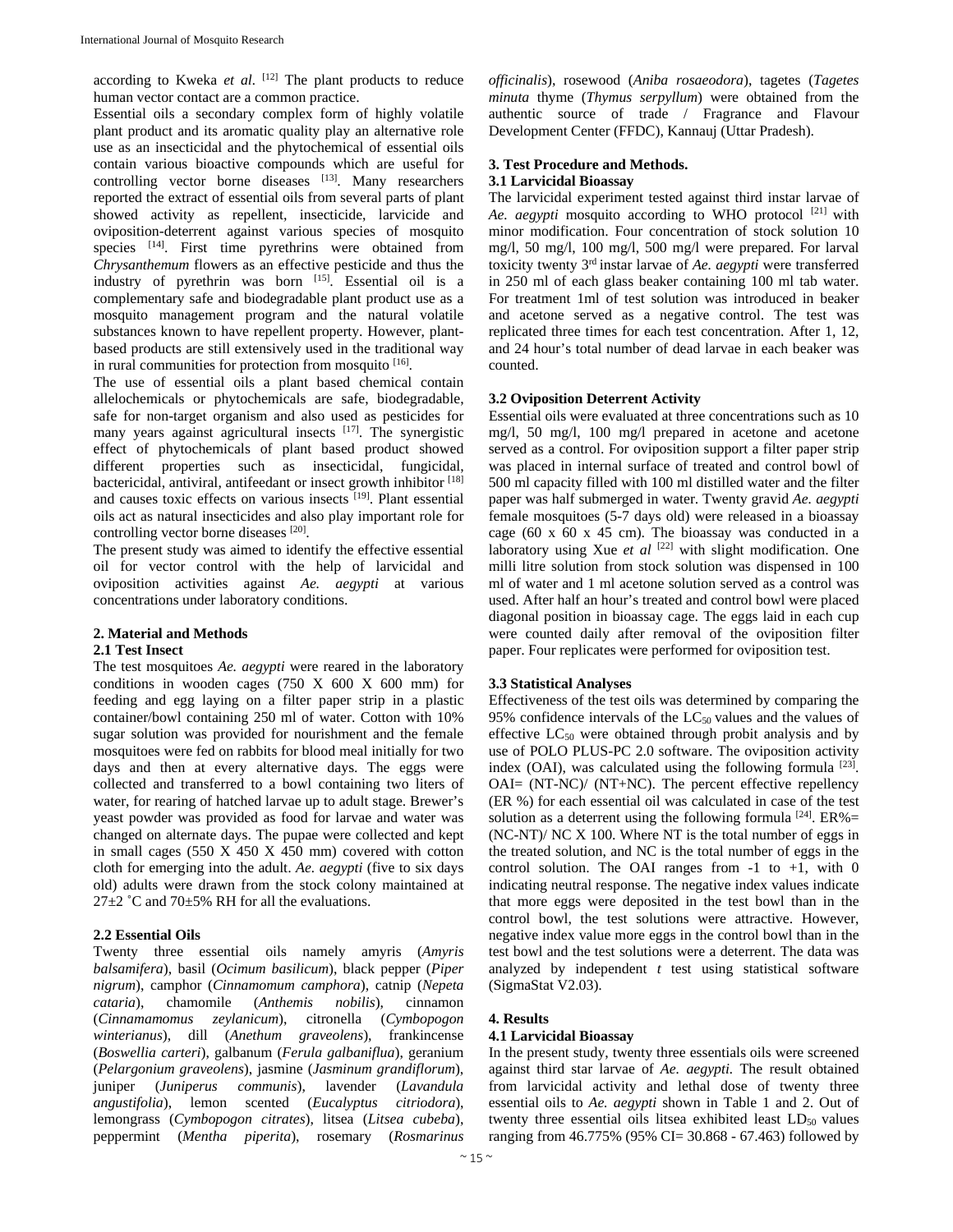according to Kweka *et al*. [12] The plant products to reduce human vector contact are a common practice.

Essential oils a secondary complex form of highly volatile plant product and its aromatic quality play an alternative role use as an insecticidal and the phytochemical of essential oils contain various bioactive compounds which are useful for controlling vector borne diseases [13]. Many researchers reported the extract of essential oils from several parts of plant showed activity as repellent, insecticide, larvicide and oviposition-deterrent against various species of mosquito species [14]. First time pyrethrins were obtained from *Chrysanthemum* flowers as an effective pesticide and thus the industry of pyrethrin was born [15]. Essential oil is a complementary safe and biodegradable plant product use as a mosquito management program and the natural volatile substances known to have repellent property. However, plant-based products are still extensively used in the traditional way in rural communities for protection from mosquito [16].

The use of essential oils a plant based chemical contain allelochemicals or phytochemicals are safe, biodegradable, safe for non-target organism and also used as pesticides for many years against agricultural insects [17]. The synergistic effect of phytochemicals of plant based product showed different properties such as insecticidal, fungicidal, bactericidal, antiviral, antifeedant or insect growth inhibitor [18] and causes toxic effects on various insects [19]. Plant essential oils act as natural insecticides and also play important role for controlling vector borne diseases [20].

The present study was aimed to identify the effective essential oil for vector control with the help of larvicidal and oviposition activities against *Ae. aegypti* at various concentrations under laboratory conditions.

## 2. Material and Methods

### 2.1 Test Insect

The test mosquitoes *Ae. aegypti* were reared in the laboratory conditions in wooden cages (750 X 600 X 600 mm) for feeding and egg laying on a filter paper strip in a plastic container/bowl containing 250 ml of water. Cotton with 10% sugar solution was provided for nourishment and the female mosquitoes were fed on rabbits for blood meal initially for two days and then at every alternative days. The eggs were collected and transferred to a bowl containing two liters of water, for rearing of hatched larvae up to adult stage. Brewer's yeast powder was provided as food for larvae and water was changed on alternate days. The pupae were collected and kept in small cages (550 X 450 X 450 mm) covered with cotton cloth for emerging into the adult. *Ae. aegypti* (five to six days old) adults were drawn from the stock colony maintained at 27±2 ˚C and 70±5% RH for all the evaluations.

### 2.2 Essential Oils

Twenty three essential oils namely amyris (*Amyris balsamifera*), basil (*Ocimum basilicum*), black pepper (*Piper nigrum*), camphor (*Cinnamomum camphora*), catnip (*Nepeta cataria*), chamomile (*Anthemis nobilis*), cinnamon (*Cinnamamomus zeylanicum*), citronella (*Cymbopogon winterianus*), dill (*Anethum graveolens*), frankincense (*Boswellia carteri*), galbanum (*Ferula galbaniflua*), geranium (*Pelargonium graveolens*), jasmine (*Jasminum grandiflorum*), juniper (*Juniperus communis*), lavender (*Lavandula angustifolia*), lemon scented (*Eucalyptus citriodora*), lemongrass (*Cymbopogon citrates*), litsea (*Litsea cubeba*), peppermint (*Mentha piperita*), rosemary (*Rosmarinus officinalis*), rosewood (*Aniba rosaeodora*), tagetes (*Tagetes minuta* thyme (*Thymus serpyllum*) were obtained from the authentic source of trade / Fragrance and Flavour Development Center (FFDC), Kannauj (Uttar Pradesh).

## 3. Test Procedure and Methods.

### 3.1 Larvicidal Bioassay

The larvicidal experiment tested against third instar larvae of *Ae. aegypti* mosquito according to WHO protocol [21] with minor modification. Four concentration of stock solution 10 mg/l, 50 mg/l, 100 mg/l, 500 mg/l were prepared. For larval toxicity twenty 3rd instar larvae of *Ae. aegypti* were transferred in 250 ml of each glass beaker containing 100 ml tab water. For treatment 1ml of test solution was introduced in beaker and acetone served as a negative control. The test was replicated three times for each test concentration. After 1, 12, and 24 hour's total number of dead larvae in each beaker was counted.

### 3.2 Oviposition Deterrent Activity

Essential oils were evaluated at three concentrations such as 10 mg/l, 50 mg/l, 100 mg/l prepared in acetone and acetone served as a control. For oviposition support a filter paper strip was placed in internal surface of treated and control bowl of 500 ml capacity filled with 100 ml distilled water and the filter paper was half submerged in water. Twenty gravid *Ae. aegypti* female mosquitoes (5-7 days old) were released in a bioassay cage (60 x 60 x 45 cm). The bioassay was conducted in a laboratory using Xue *et al* [22] with slight modification. One milli litre solution from stock solution was dispensed in 100 ml of water and 1 ml acetone solution served as a control was used. After half an hour's treated and control bowl were placed diagonal position in bioassay cage. The eggs laid in each cup were counted daily after removal of the oviposition filter paper. Four replicates were performed for oviposition test.

### 3.3 Statistical Analyses

Effectiveness of the test oils was determined by comparing the 95% confidence intervals of the $LC_{50}$ values and the values of effective $LC_{50}$ were obtained through probit analysis and by use of POLO PLUS-PC 2.0 software. The oviposition activity index (OAI), was calculated using the following formula [23]. OAI= (NT-NC)/ (NT+NC). The percent effective repellency (ER %) for each essential oil was calculated in case of the test solution as a deterrent using the following formula [24]. ER%= (NC-NT)/ NC X 100. Where NT is the total number of eggs in the treated solution, and NC is the total number of eggs in the control solution. The OAI ranges from -1 to +1, with 0 indicating neutral response. The negative index values indicate that more eggs were deposited in the test bowl than in the control bowl, the test solutions were attractive. However, negative index value more eggs in the control bowl than in the test bowl and the test solutions were a deterrent. The data was analyzed by independent *t* test using statistical software (SigmaStat V2.03).

## 4. Results

### 4.1 Larvicidal Bioassay

In the present study, twenty three essentials oils were screened against third star larvae of *Ae. aegypti.* The result obtained from larvicidal activity and lethal dose of twenty three essential oils to *Ae. aegypti* shown in Table 1 and 2. Out of twenty three essential oils litsea exhibited least $LD_{50}$ values ranging from 46.775% (95% CI= 30.868 - 67.463) followed by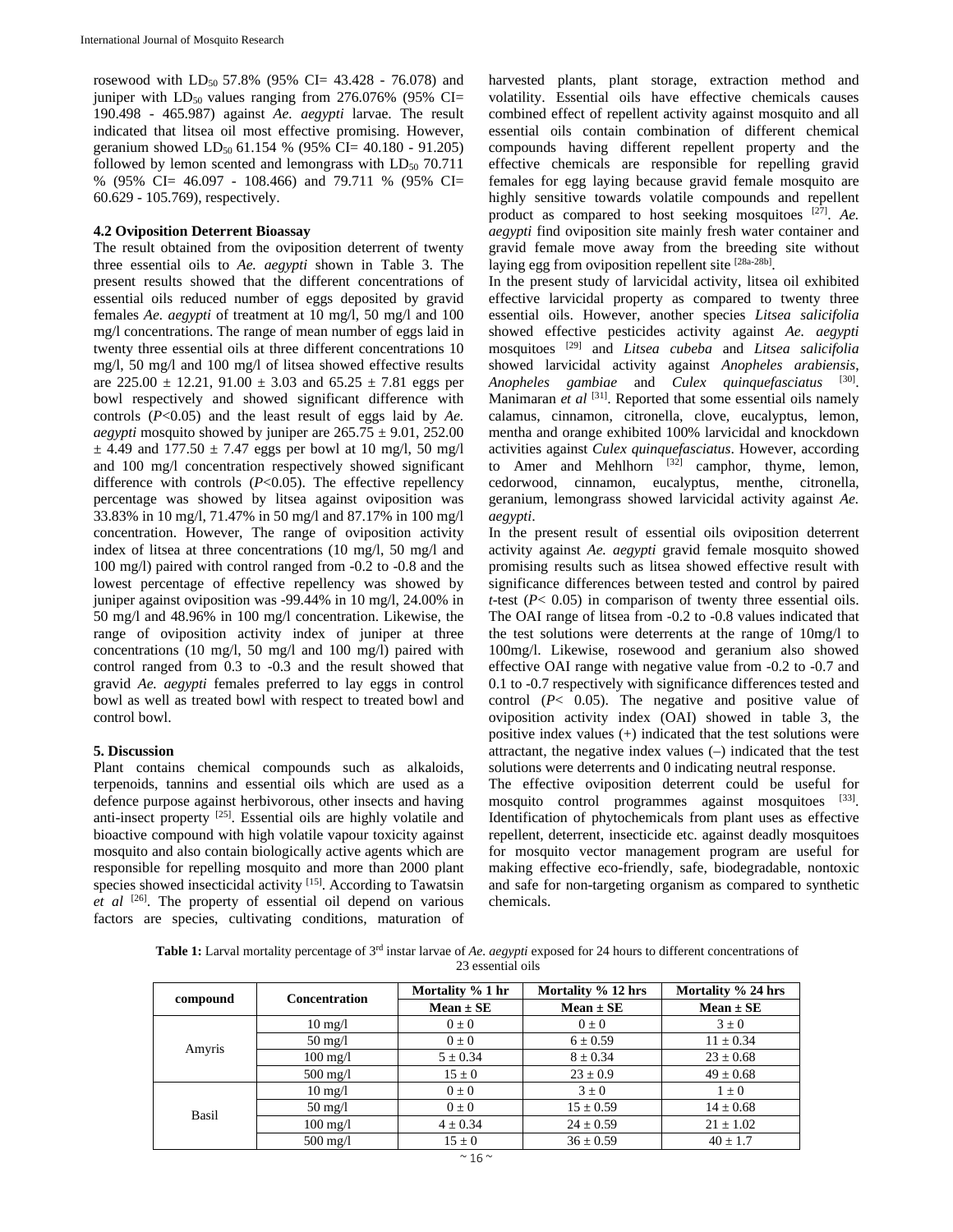rosewood with $LD_{50}$ 57.8% (95% CI= 43.428 - 76.078) and juniper with $LD_{50}$ values ranging from 276.076% (95% CI= 190.498 - 465.987) against *Ae. aegypti* larvae. The result indicated that litsea oil most effective promising. However, geranium showed $LD_{50}$ 61.154 % (95% CI= 40.180 - 91.205) followed by lemon scented and lemongrass with $LD_{50}$ 70.711 % (95% CI= 46.097 - 108.466) and 79.711 % (95% CI= 60.629 - 105.769), respectively.

### 4.2 Oviposition Deterrent Bioassay

The result obtained from the oviposition deterrent of twenty three essential oils to *Ae. aegypti* shown in Table 3. The present results showed that the different concentrations of essential oils reduced number of eggs deposited by gravid females *Ae. aegypti* of treatment at 10 mg/l, 50 mg/l and 100 mg/l concentrations. The range of mean number of eggs laid in twenty three essential oils at three different concentrations 10 mg/l, 50 mg/l and 100 mg/l of litsea showed effective results are 225.00 ± 12.21, 91.00 ± 3.03 and 65.25 ± 7.81 eggs per bowl respectively and showed significant difference with controls ($P$<0.05) and the least result of eggs laid by *Ae. aegypti* mosquito showed by juniper are 265.75 ± 9.01, 252.00 ± 4.49 and 177.50 ± 7.47 eggs per bowl at 10 mg/l, 50 mg/l and 100 mg/l concentration respectively showed significant difference with controls ($P$<0.05). The effective repellency percentage was showed by litsea against oviposition was 33.83% in 10 mg/l, 71.47% in 50 mg/l and 87.17% in 100 mg/l concentration. However, The range of oviposition activity index of litsea at three concentrations (10 mg/l, 50 mg/l and 100 mg/l) paired with control ranged from -0.2 to -0.8 and the lowest percentage of effective repellency was showed by juniper against oviposition was -99.44% in 10 mg/l, 24.00% in 50 mg/l and 48.96% in 100 mg/l concentration. Likewise, the range of oviposition activity index of juniper at three concentrations (10 mg/l, 50 mg/l and 100 mg/l) paired with control ranged from 0.3 to -0.3 and the result showed that gravid *Ae. aegypti* females preferred to lay eggs in control bowl as well as treated bowl with respect to treated bowl and control bowl.

## 5. Discussion

Plant contains chemical compounds such as alkaloids, terpenoids, tannins and essential oils which are used as a defence purpose against herbivorous, other insects and having anti-insect property [25]. Essential oils are highly volatile and bioactive compound with high volatile vapour toxicity against mosquito and also contain biologically active agents which are responsible for repelling mosquito and more than 2000 plant species showed insecticidal activity [15]. According to Tawatsin *et al* [26]. The property of essential oil depend on various factors are species, cultivating conditions, maturation of harvested plants, plant storage, extraction method and volatility. Essential oils have effective chemicals causes combined effect of repellent activity against mosquito and all essential oils contain combination of different chemical compounds having different repellent property and the effective chemicals are responsible for repelling gravid females for egg laying because gravid female mosquito are highly sensitive towards volatile compounds and repellent product as compared to host seeking mosquitoes [27]. *Ae. aegypti* find oviposition site mainly fresh water container and gravid female move away from the breeding site without laying egg from oviposition repellent site [28a-28b].

In the present study of larvicidal activity, litsea oil exhibited effective larvicidal property as compared to twenty three essential oils. However, another species *Litsea salicifolia* showed effective pesticides activity against *Ae. aegypti* mosquitoes [29] and *Litsea cubeba* and *Litsea salicifolia* showed larvicidal activity against *Anopheles arabiensis*, *Anopheles gambiae* and *Culex quinquefasciatus* [30]. Manimaran *et al* [31]. Reported that some essential oils namely calamus, cinnamon, citronella, clove, eucalyptus, lemon, mentha and orange exhibited 100% larvicidal and knockdown activities against *Culex quinquefasciatus*. However, according to Amer and Mehlhorn [32] camphor, thyme, lemon, cedorwood, cinnamon, eucalyptus, menthe, citronella, geranium, lemongrass showed larvicidal activity against *Ae. aegypti*.

In the present result of essential oils oviposition deterrent activity against *Ae. aegypti* gravid female mosquito showed promising results such as litsea showed effective result with significance differences between tested and control by paired $t$-test ($P$< 0.05) in comparison of twenty three essential oils. The OAI range of litsea from -0.2 to -0.8 values indicated that the test solutions were deterrents at the range of 10mg/l to 100mg/l. Likewise, rosewood and geranium also showed effective OAI range with negative value from -0.2 to -0.7 and 0.1 to -0.7 respectively with significance differences tested and control ($P$< 0.05). The negative and positive value of oviposition activity index (OAI) showed in table 3, the positive index values (+) indicated that the test solutions were attractant, the negative index values (–) indicated that the test solutions were deterrents and 0 indicating neutral response.

The effective oviposition deterrent could be useful for mosquito control programmes against mosquitoes [33]. Identification of phytochemicals from plant uses as effective repellent, deterrent, insecticide etc. against deadly mosquitoes for mosquito vector management program are useful for making effective eco-friendly, safe, biodegradable, nontoxic and safe for non-targeting organism as compared to synthetic chemicals.

**Table 1:** Larval mortality percentage of 3rd instar larvae of *Ae. aegypti* exposed for 24 hours to different concentrations of 23 essential oils

| compound | Concentration | Mortality % 1 hr | Mortality % 12 hrs | Mortality % 24 hrs |
|---|---|---|---|---|
| | | Mean ± SE | Mean ± SE | Mean ± SE |
| Amyris | 10 mg/l | 0 ± 0 | 0 ± 0 | 3 ± 0 |
| | 50 mg/l | 0 ± 0 | 6 ± 0.59 | 11 ± 0.34 |
| | 100 mg/l | 5 ± 0.34 | 8 ± 0.34 | 23 ± 0.68 |
| | 500 mg/l | 15 ± 0 | 23 ± 0.9 | 49 ± 0.68 |
| Basil | 10 mg/l | 0 ± 0 | 3 ± 0 | 1 ± 0 |
| | 50 mg/l | 0 ± 0 | 15 ± 0.59 | 14 ± 0.68 |
| | 100 mg/l | 4 ± 0.34 | 24 ± 0.59 | 21 ± 1.02 |
| | 500 mg/l | 15 ± 0 | 36 ± 0.59 | 40 ± 1.7 |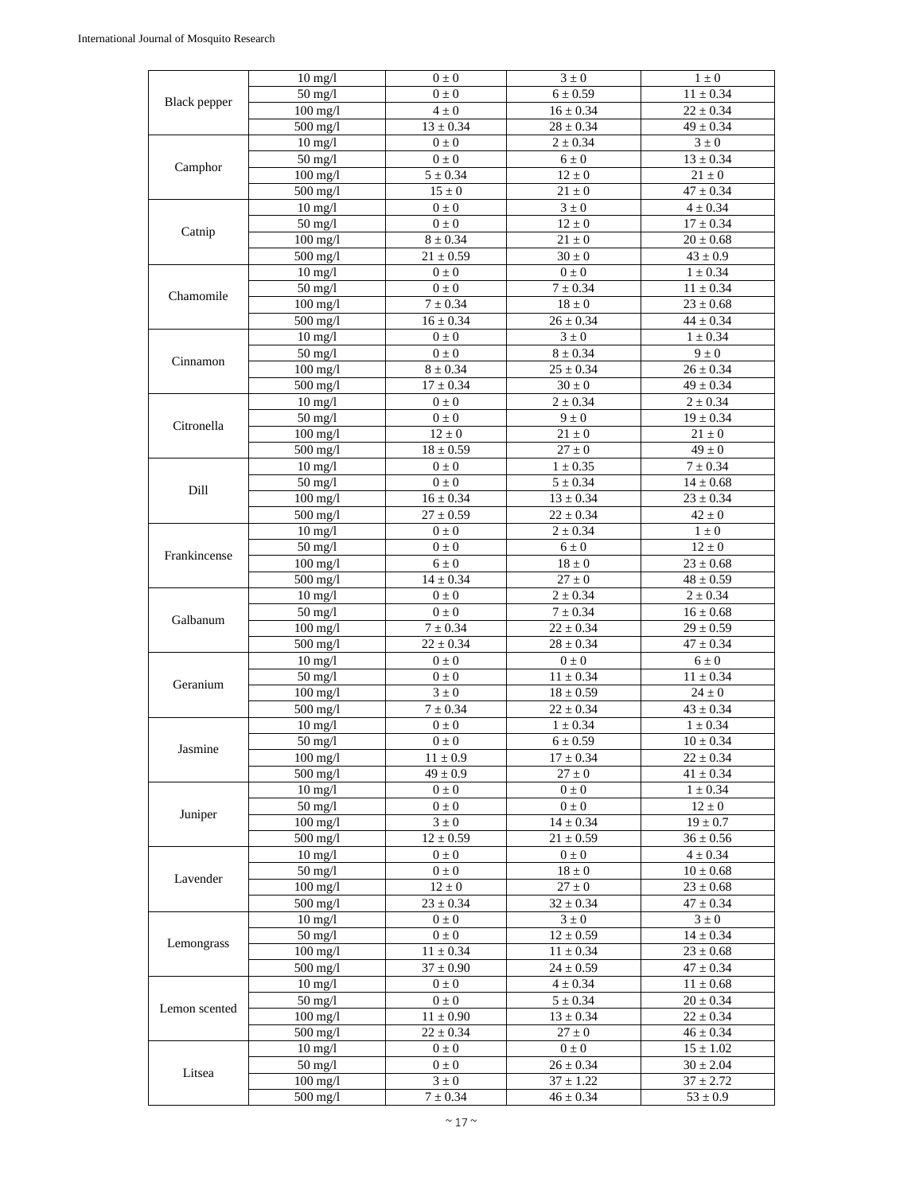| | | | | |
|---|---|---|---|---|
| Black pepper | 10 mg/l | 0 ± 0 | 3 ± 0 | 1 ± 0 |
| | 50 mg/l | 0 ± 0 | 6 ± 0.59 | 11 ± 0.34 |
| | 100 mg/l | 4 ± 0 | 16 ± 0.34 | 22 ± 0.34 |
| | 500 mg/l | 13 ± 0.34 | 28 ± 0.34 | 49 ± 0.34 |
| Camphor | 10 mg/l | 0 ± 0 | 2 ± 0.34 | 3 ± 0 |
| | 50 mg/l | 0 ± 0 | 6 ± 0 | 13 ± 0.34 |
| | 100 mg/l | 5 ± 0.34 | 12 ± 0 | 21 ± 0 |
| | 500 mg/l | 15 ± 0 | 21 ± 0 | 47 ± 0.34 |
| Catnip | 10 mg/l | 0 ± 0 | 3 ± 0 | 4 ± 0.34 |
| | 50 mg/l | 0 ± 0 | 12 ± 0 | 17 ± 0.34 |
| | 100 mg/l | 8 ± 0.34 | 21 ± 0 | 20 ± 0.68 |
| | 500 mg/l | 21 ± 0.59 | 30 ± 0 | 43 ± 0.9 |
| Chamomile | 10 mg/l | 0 ± 0 | 0 ± 0 | 1 ± 0.34 |
| | 50 mg/l | 0 ± 0 | 7 ± 0.34 | 11 ± 0.34 |
| | 100 mg/l | 7 ± 0.34 | 18 ± 0 | 23 ± 0.68 |
| | 500 mg/l | 16 ± 0.34 | 26 ± 0.34 | 44 ± 0.34 |
| Cinnamon | 10 mg/l | 0 ± 0 | 3 ± 0 | 1 ± 0.34 |
| | 50 mg/l | 0 ± 0 | 8 ± 0.34 | 9 ± 0 |
| | 100 mg/l | 8 ± 0.34 | 25 ± 0.34 | 26 ± 0.34 |
| | 500 mg/l | 17 ± 0.34 | 30 ± 0 | 49 ± 0.34 |
| Citronella | 10 mg/l | 0 ± 0 | 2 ± 0.34 | 2 ± 0.34 |
| | 50 mg/l | 0 ± 0 | 9 ± 0 | 19 ± 0.34 |
| | 100 mg/l | 12 ± 0 | 21 ± 0 | 21 ± 0 |
| | 500 mg/l | 18 ± 0.59 | 27 ± 0 | 49 ± 0 |
| Dill | 10 mg/l | 0 ± 0 | 1 ± 0.35 | 7 ± 0.34 |
| | 50 mg/l | 0 ± 0 | 5 ± 0.34 | 14 ± 0.68 |
| | 100 mg/l | 16 ± 0.34 | 13 ± 0.34 | 23 ± 0.34 |
| | 500 mg/l | 27 ± 0.59 | 22 ± 0.34 | 42 ± 0 |
| Frankincense | 10 mg/l | 0 ± 0 | 2 ± 0.34 | 1 ± 0 |
| | 50 mg/l | 0 ± 0 | 6 ± 0 | 12 ± 0 |
| | 100 mg/l | 6 ± 0 | 18 ± 0 | 23 ± 0.68 |
| | 500 mg/l | 14 ± 0.34 | 27 ± 0 | 48 ± 0.59 |
| Galbanum | 10 mg/l | 0 ± 0 | 2 ± 0.34 | 2 ± 0.34 |
| | 50 mg/l | 0 ± 0 | 7 ± 0.34 | 16 ± 0.68 |
| | 100 mg/l | 7 ± 0.34 | 22 ± 0.34 | 29 ± 0.59 |
| | 500 mg/l | 22 ± 0.34 | 28 ± 0.34 | 47 ± 0.34 |
| Geranium | 10 mg/l | 0 ± 0 | 0 ± 0 | 6 ± 0 |
| | 50 mg/l | 0 ± 0 | 11 ± 0.34 | 11 ± 0.34 |
| | 100 mg/l | 3 ± 0 | 18 ± 0.59 | 24 ± 0 |
| | 500 mg/l | 7 ± 0.34 | 22 ± 0.34 | 43 ± 0.34 |
| Jasmine | 10 mg/l | 0 ± 0 | 1 ± 0.34 | 1 ± 0.34 |
| | 50 mg/l | 0 ± 0 | 6 ± 0.59 | 10 ± 0.34 |
| | 100 mg/l | 11 ± 0.9 | 17 ± 0.34 | 22 ± 0.34 |
| | 500 mg/l | 49 ± 0.9 | 27 ± 0 | 41 ± 0.34 |
| Juniper | 10 mg/l | 0 ± 0 | 0 ± 0 | 1 ± 0.34 |
| | 50 mg/l | 0 ± 0 | 0 ± 0 | 12 ± 0 |
| | 100 mg/l | 3 ± 0 | 14 ± 0.34 | 19 ± 0.7 |
| | 500 mg/l | 12 ± 0.59 | 21 ± 0.59 | 36 ± 0.56 |
| Lavender | 10 mg/l | 0 ± 0 | 0 ± 0 | 4 ± 0.34 |
| | 50 mg/l | 0 ± 0 | 18 ± 0 | 10 ± 0.68 |
| | 100 mg/l | 12 ± 0 | 27 ± 0 | 23 ± 0.68 |
| | 500 mg/l | 23 ± 0.34 | 32 ± 0.34 | 47 ± 0.34 |
| Lemongrass | 10 mg/l | 0 ± 0 | 3 ± 0 | 3 ± 0 |
| | 50 mg/l | 0 ± 0 | 12 ± 0.59 | 14 ± 0.34 |
| | 100 mg/l | 11 ± 0.34 | 11 ± 0.34 | 23 ± 0.68 |
| | 500 mg/l | 37 ± 0.90 | 24 ± 0.59 | 47 ± 0.34 |
| Lemon scented | 10 mg/l | 0 ± 0 | 4 ± 0.34 | 11 ± 0.68 |
| | 50 mg/l | 0 ± 0 | 5 ± 0.34 | 20 ± 0.34 |
| | 100 mg/l | 11 ± 0.90 | 13 ± 0.34 | 22 ± 0.34 |
| | 500 mg/l | 22 ± 0.34 | 27 ± 0 | 46 ± 0.34 |
| Litsea | 10 mg/l | 0 ± 0 | 0 ± 0 | 15 ± 1.02 |
| | 50 mg/l | 0 ± 0 | 26 ± 0.34 | 30 ± 2.04 |
| | 100 mg/l | 3 ± 0 | 37 ± 1.22 | 37 ± 2.72 |
| | 500 mg/l | 7 ± 0.34 | 46 ± 0.34 | 53 ± 0.9 |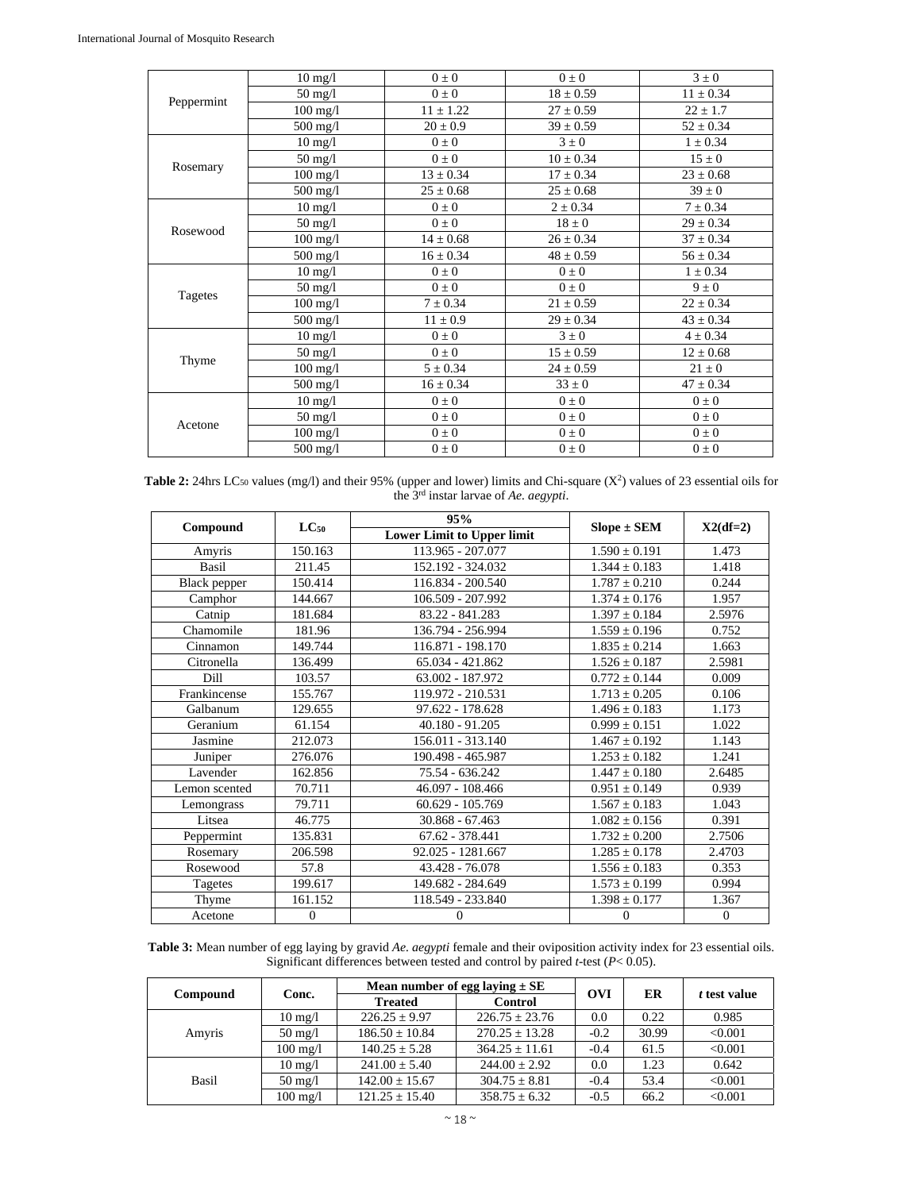| | | | | |
|---|---|---|---|---|
| Peppermint | 10 mg/l | 0 ± 0 | 0 ± 0 | 3 ± 0 |
| | 50 mg/l | 0 ± 0 | 18 ± 0.59 | 11 ± 0.34 |
| | 100 mg/l | 11 ± 1.22 | 27 ± 0.59 | 22 ± 1.7 |
| | 500 mg/l | 20 ± 0.9 | 39 ± 0.59 | 52 ± 0.34 |
| Rosemary | 10 mg/l | 0 ± 0 | 3 ± 0 | 1 ± 0.34 |
| | 50 mg/l | 0 ± 0 | 10 ± 0.34 | 15 ± 0 |
| | 100 mg/l | 13 ± 0.34 | 17 ± 0.34 | 23 ± 0.68 |
| | 500 mg/l | 25 ± 0.68 | 25 ± 0.68 | 39 ± 0 |
| Rosewood | 10 mg/l | 0 ± 0 | 2 ± 0.34 | 7 ± 0.34 |
| | 50 mg/l | 0 ± 0 | 18 ± 0 | 29 ± 0.34 |
| | 100 mg/l | 14 ± 0.68 | 26 ± 0.34 | 37 ± 0.34 |
| | 500 mg/l | 16 ± 0.34 | 48 ± 0.59 | 56 ± 0.34 |
| Tagetes | 10 mg/l | 0 ± 0 | 0 ± 0 | 1 ± 0.34 |
| | 50 mg/l | 0 ± 0 | 0 ± 0 | 9 ± 0 |
| | 100 mg/l | 7 ± 0.34 | 21 ± 0.59 | 22 ± 0.34 |
| | 500 mg/l | 11 ± 0.9 | 29 ± 0.34 | 43 ± 0.34 |
| Thyme | 10 mg/l | 0 ± 0 | 3 ± 0 | 4 ± 0.34 |
| | 50 mg/l | 0 ± 0 | 15 ± 0.59 | 12 ± 0.68 |
| | 100 mg/l | 5 ± 0.34 | 24 ± 0.59 | 21 ± 0 |
| | 500 mg/l | 16 ± 0.34 | 33 ± 0 | 47 ± 0.34 |
| Acetone | 10 mg/l | 0 ± 0 | 0 ± 0 | 0 ± 0 |
| | 50 mg/l | 0 ± 0 | 0 ± 0 | 0 ± 0 |
| | 100 mg/l | 0 ± 0 | 0 ± 0 | 0 ± 0 |
| | 500 mg/l | 0 ± 0 | 0 ± 0 | 0 ± 0 |

**Table 2:** 24hrs $LC_{50}$ values (mg/l) and their 95% (upper and lower) limits and Chi-square ($X^2$) values of 23 essential oils for the 3rd instar larvae of *Ae. aegypti*.

| Compound | $LC_{50}$ | 95% Lower Limit to Upper limit | Slope ± SEM | X2(df=2) |
|---|---|---|---|---|
| Amyris | 150.163 | 113.965 - 207.077 | 1.590 ± 0.191 | 1.473 |
| Basil | 211.45 | 152.192 - 324.032 | 1.344 ± 0.183 | 1.418 |
| Black pepper | 150.414 | 116.834 - 200.540 | 1.787 ± 0.210 | 0.244 |
| Camphor | 144.667 | 106.509 - 207.992 | 1.374 ± 0.176 | 1.957 |
| Catnip | 181.684 | 83.22 - 841.283 | 1.397 ± 0.184 | 2.5976 |
| Chamomile | 181.96 | 136.794 - 256.994 | 1.559 ± 0.196 | 0.752 |
| Cinnamon | 149.744 | 116.871 - 198.170 | 1.835 ± 0.214 | 1.663 |
| Citronella | 136.499 | 65.034 - 421.862 | 1.526 ± 0.187 | 2.5981 |
| Dill | 103.57 | 63.002 - 187.972 | 0.772 ± 0.144 | 0.009 |
| Frankincense | 155.767 | 119.972 - 210.531 | 1.713 ± 0.205 | 0.106 |
| Galbanum | 129.655 | 97.622 - 178.628 | 1.496 ± 0.183 | 1.173 |
| Geranium | 61.154 | 40.180 - 91.205 | 0.999 ± 0.151 | 1.022 |
| Jasmine | 212.073 | 156.011 - 313.140 | 1.467 ± 0.192 | 1.143 |
| Juniper | 276.076 | 190.498 - 465.987 | 1.253 ± 0.182 | 1.241 |
| Lavender | 162.856 | 75.54 - 636.242 | 1.447 ± 0.180 | 2.6485 |
| Lemon scented | 70.711 | 46.097 - 108.466 | 0.951 ± 0.149 | 0.939 |
| Lemongrass | 79.711 | 60.629 - 105.769 | 1.567 ± 0.183 | 1.043 |
| Litsea | 46.775 | 30.868 - 67.463 | 1.082 ± 0.156 | 0.391 |
| Peppermint | 135.831 | 67.62 - 378.441 | 1.732 ± 0.200 | 2.7506 |
| Rosemary | 206.598 | 92.025 - 1281.667 | 1.285 ± 0.178 | 2.4703 |
| Rosewood | 57.8 | 43.428 - 76.078 | 1.556 ± 0.183 | 0.353 |
| Tagetes | 199.617 | 149.682 - 284.649 | 1.573 ± 0.199 | 0.994 |
| Thyme | 161.152 | 118.549 - 233.840 | 1.398 ± 0.177 | 1.367 |
| Acetone | 0 | 0 | 0 | 0 |

**Table 3:** Mean number of egg laying by gravid *Ae. aegypti* female and their oviposition activity index for 23 essential oils. Significant differences between tested and control by paired *t*-test ($P < 0.05$).

| Compound | Conc. | Mean number of egg laying ± SE | | OVI | ER | *t* test value |
|---|---|---|---|---|---|---|
| | | Treated | Control | | | |
| Amyris | 10 mg/l | 226.25 ± 9.97 | 226.75 ± 23.76 | 0.0 | 0.22 | 0.985 |
| | 50 mg/l | 186.50 ± 10.84 | 270.25 ± 13.28 | -0.2 | 30.99 | <0.001 |
| | 100 mg/l | 140.25 ± 5.28 | 364.25 ± 11.61 | -0.4 | 61.5 | <0.001 |
| Basil | 10 mg/l | 241.00 ± 5.40 | 244.00 ± 2.92 | 0.0 | 1.23 | 0.642 |
| | 50 mg/l | 142.00 ± 15.67 | 304.75 ± 8.81 | -0.4 | 53.4 | <0.001 |
| | 100 mg/l | 121.25 ± 15.40 | 358.75 ± 6.32 | -0.5 | 66.2 | <0.001 |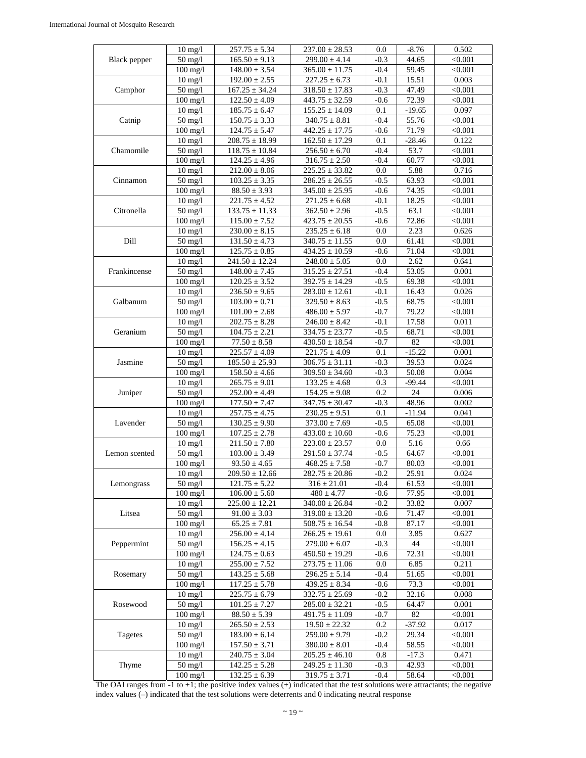| | | | | | | |
|---|---|---|---|---|---|---|
| Black pepper | 10 mg/l | 257.75 ± 5.34 | 237.00 ± 28.53 | 0.0 | -8.76 | 0.502 |
| | 50 mg/l | 165.50 ± 9.13 | 299.00 ± 4.14 | -0.3 | 44.65 | <0.001 |
| | 100 mg/l | 148.00 ± 3.54 | 365.00 ± 11.75 | -0.4 | 59.45 | <0.001 |
| Camphor | 10 mg/l | 192.00 ± 2.55 | 227.25 ± 6.73 | -0.1 | 15.51 | 0.003 |
| | 50 mg/l | 167.25 ± 34.24 | 318.50 ± 17.83 | -0.3 | 47.49 | <0.001 |
| | 100 mg/l | 122.50 ± 4.09 | 443.75 ± 32.59 | -0.6 | 72.39 | <0.001 |
| Catnip | 10 mg/l | 185.75 ± 6.47 | 155.25 ± 14.09 | 0.1 | -19.65 | 0.097 |
| | 50 mg/l | 150.75 ± 3.33 | 340.75 ± 8.81 | -0.4 | 55.76 | <0.001 |
| | 100 mg/l | 124.75 ± 5.47 | 442.25 ± 17.75 | -0.6 | 71.79 | <0.001 |
| Chamomile | 10 mg/l | 208.75 ± 18.99 | 162.50 ± 17.29 | 0.1 | -28.46 | 0.122 |
| | 50 mg/l | 118.75 ± 10.84 | 256.50 ± 6.70 | -0.4 | 53.7 | <0.001 |
| | 100 mg/l | 124.25 ± 4.96 | 316.75 ± 2.50 | -0.4 | 60.77 | <0.001 |
| Cinnamon | 10 mg/l | 212.00 ± 8.06 | 225.25 ± 33.82 | 0.0 | 5.88 | 0.716 |
| | 50 mg/l | 103.25 ± 3.35 | 286.25 ± 26.55 | -0.5 | 63.93 | <0.001 |
| | 100 mg/l | 88.50 ± 3.93 | 345.00 ± 25.95 | -0.6 | 74.35 | <0.001 |
| Citronella | 10 mg/l | 221.75 ± 4.52 | 271.25 ± 6.68 | -0.1 | 18.25 | <0.001 |
| | 50 mg/l | 133.75 ± 11.33 | 362.50 ± 2.96 | -0.5 | 63.1 | <0.001 |
| | 100 mg/l | 115.00 ± 7.52 | 423.75 ± 20.55 | -0.6 | 72.86 | <0.001 |
| Dill | 10 mg/l | 230.00 ± 8.15 | 235.25 ± 6.18 | 0.0 | 2.23 | 0.626 |
| | 50 mg/l | 131.50 ± 4.73 | 340.75 ± 11.55 | 0.0 | 61.41 | <0.001 |
| | 100 mg/l | 125.75 ± 0.85 | 434.25 ± 10.59 | -0.6 | 71.04 | <0.001 |
| Frankincense | 10 mg/l | 241.50 ± 12.24 | 248.00 ± 5.05 | 0.0 | 2.62 | 0.641 |
| | 50 mg/l | 148.00 ± 7.45 | 315.25 ± 27.51 | -0.4 | 53.05 | 0.001 |
| | 100 mg/l | 120.25 ± 3.52 | 392.75 ± 14.29 | -0.5 | 69.38 | <0.001 |
| Galbanum | 10 mg/l | 236.50 ± 9.65 | 283.00 ± 12.61 | -0.1 | 16.43 | 0.026 |
| | 50 mg/l | 103.00 ± 0.71 | 329.50 ± 8.63 | -0.5 | 68.75 | <0.001 |
| | 100 mg/l | 101.00 ± 2.68 | 486.00 ± 5.97 | -0.7 | 79.22 | <0.001 |
| Geranium | 10 mg/l | 202.75 ± 8.28 | 246.00 ± 8.42 | -0.1 | 17.58 | 0.011 |
| | 50 mg/l | 104.75 ± 2.21 | 334.75 ± 23.77 | -0.5 | 68.71 | <0.001 |
| | 100 mg/l | 77.50 ± 8.58 | 430.50 ± 18.54 | -0.7 | 82 | <0.001 |
| Jasmine | 10 mg/l | 225.57 ± 4.09 | 221.75 ± 4.09 | 0.1 | -15.22 | 0.001 |
| | 50 mg/l | 185.50 ± 25.93 | 306.75 ± 31.11 | -0.3 | 39.53 | 0.024 |
| | 100 mg/l | 158.50 ± 4.66 | 309.50 ± 34.60 | -0.3 | 50.08 | 0.004 |
| Juniper | 10 mg/l | 265.75 ± 9.01 | 133.25 ± 4.68 | 0.3 | -99.44 | <0.001 |
| | 50 mg/l | 252.00 ± 4.49 | 154.25 ± 9.08 | 0.2 | 24 | 0.006 |
| | 100 mg/l | 177.50 ± 7.47 | 347.75 ± 30.47 | -0.3 | 48.96 | 0.002 |
| Lavender | 10 mg/l | 257.75 ± 4.75 | 230.25 ± 9.51 | 0.1 | -11.94 | 0.041 |
| | 50 mg/l | 130.25 ± 9.90 | 373.00 ± 7.69 | -0.5 | 65.08 | <0.001 |
| | 100 mg/l | 107.25 ± 2.78 | 433.00 ± 10.60 | -0.6 | 75.23 | <0.001 |
| Lemon scented | 10 mg/l | 211.50 ± 7.80 | 223.00 ± 23.57 | 0.0 | 5.16 | 0.66 |
| | 50 mg/l | 103.00 ± 3.49 | 291.50 ± 37.74 | -0.5 | 64.67 | <0.001 |
| | 100 mg/l | 93.50 ± 4.65 | 468.25 ± 7.58 | -0.7 | 80.03 | <0.001 |
| Lemongrass | 10 mg/l | 209.50 ± 12.66 | 282.75 ± 20.86 | -0.2 | 25.91 | 0.024 |
| | 50 mg/l | 121.75 ± 5.22 | 316 ± 21.01 | -0.4 | 61.53 | <0.001 |
| | 100 mg/l | 106.00 ± 5.60 | 480 ± 4.77 | -0.6 | 77.95 | <0.001 |
| Litsea | 10 mg/l | 225.00 ± 12.21 | 340.00 ± 26.84 | -0.2 | 33.82 | 0.007 |
| | 50 mg/l | 91.00 ± 3.03 | 319.00 ± 13.20 | -0.6 | 71.47 | <0.001 |
| | 100 mg/l | 65.25 ± 7.81 | 508.75 ± 16.54 | -0.8 | 87.17 | <0.001 |
| Peppermint | 10 mg/l | 256.00 ± 4.14 | 266.25 ± 19.61 | 0.0 | 3.85 | 0.627 |
| | 50 mg/l | 156.25 ± 4.15 | 279.00 ± 6.07 | -0.3 | 44 | <0.001 |
| | 100 mg/l | 124.75 ± 0.63 | 450.50 ± 19.29 | -0.6 | 72.31 | <0.001 |
| Rosemary | 10 mg/l | 255.00 ± 7.52 | 273.75 ± 11.06 | 0.0 | 6.85 | 0.211 |
| | 50 mg/l | 143.25 ± 5.68 | 296.25 ± 5.14 | -0.4 | 51.65 | <0.001 |
| | 100 mg/l | 117.25 ± 5.78 | 439.25 ± 8.34 | -0.6 | 73.3 | <0.001 |
| Rosewood | 10 mg/l | 225.75 ± 6.79 | 332.75 ± 25.69 | -0.2 | 32.16 | 0.008 |
| | 50 mg/l | 101.25 ± 7.27 | 285.00 ± 32.21 | -0.5 | 64.47 | 0.001 |
| | 100 mg/l | 88.50 ± 5.39 | 491.75 ± 11.09 | -0.7 | 82 | <0.001 |
| Tagetes | 10 mg/l | 265.50 ± 2.53 | 19.50 ± 22.32 | 0.2 | -37.92 | 0.017 |
| | 50 mg/l | 183.00 ± 6.14 | 259.00 ± 9.79 | -0.2 | 29.34 | <0.001 |
| | 100 mg/l | 157.50 ± 3.71 | 380.00 ± 8.01 | -0.4 | 58.55 | <0.001 |
| Thyme | 10 mg/l | 240.75 ± 3.04 | 205.25 ± 46.10 | 0.8 | -17.3 | 0.471 |
| | 50 mg/l | 142.25 ± 5.28 | 249.25 ± 11.30 | -0.3 | 42.93 | <0.001 |
| | 100 mg/l | 132.25 ± 6.39 | 319.75 ± 3.71 | -0.4 | 58.64 | <0.001 |

The OAI ranges from -1 to +1; the positive index values (+) indicated that the test solutions were attractants; the negative index values (–) indicated that the test solutions were deterrents and 0 indicating neutral response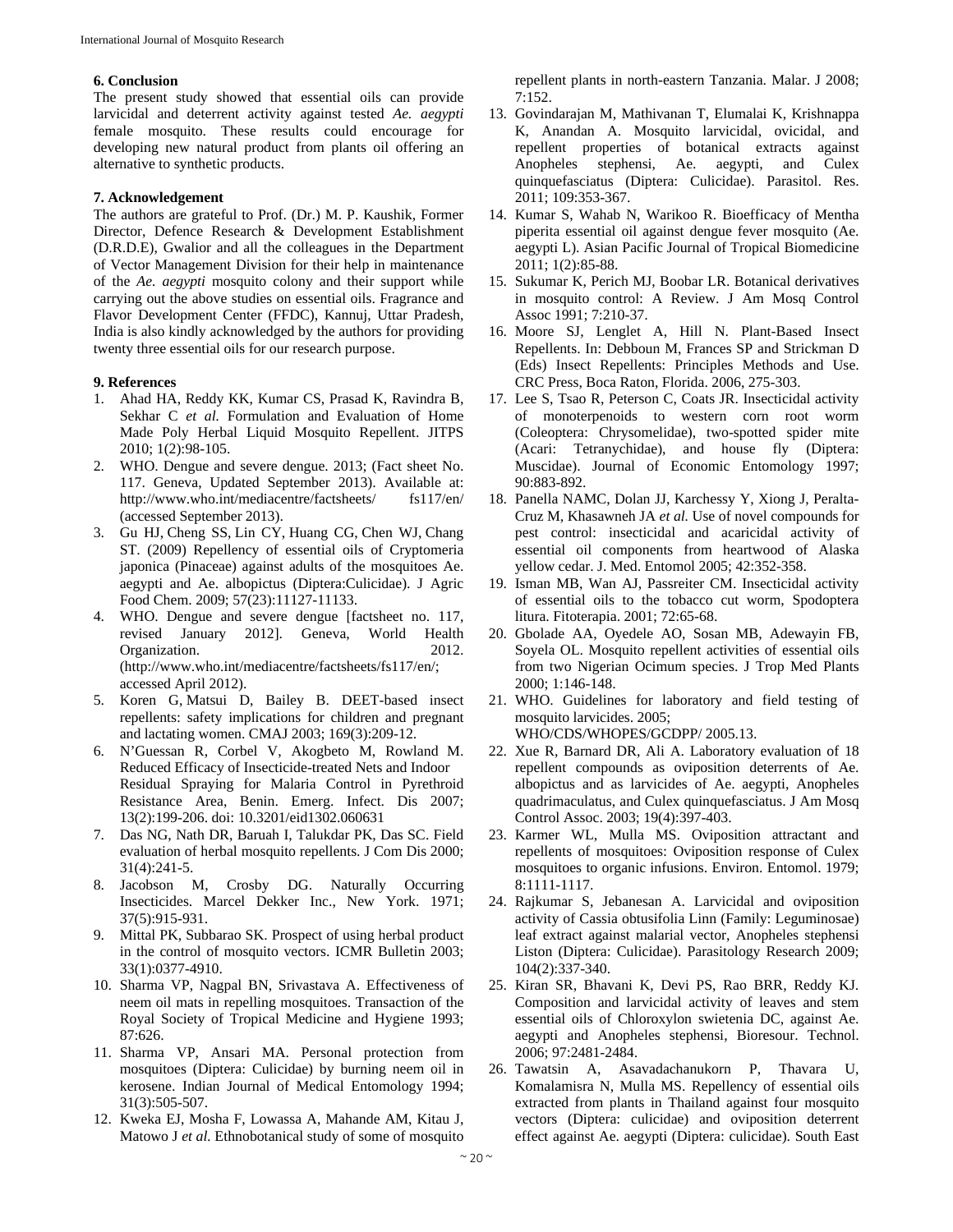## 6. Conclusion

The present study showed that essential oils can provide larvicidal and deterrent activity against tested *Ae. aegypti* female mosquito. These results could encourage for developing new natural product from plants oil offering an alternative to synthetic products.

## 7. Acknowledgement

The authors are grateful to Prof. (Dr.) M. P. Kaushik, Former Director, Defence Research & Development Establishment (D.R.D.E), Gwalior and all the colleagues in the Department of Vector Management Division for their help in maintenance of the *Ae. aegypti* mosquito colony and their support while carrying out the above studies on essential oils. Fragrance and Flavor Development Center (FFDC), Kannuj, Uttar Pradesh, India is also kindly acknowledged by the authors for providing twenty three essential oils for our research purpose.

## 9. References

1. Ahad HA, Reddy KK, Kumar CS, Prasad K, Ravindra B, Sekhar C *et al.* Formulation and Evaluation of Home Made Poly Herbal Liquid Mosquito Repellent. JITPS 2010; 1(2):98-105.
2. WHO. Dengue and severe dengue. 2013; (Fact sheet No. 117. Geneva, Updated September 2013). Available at: http://www.who.int/mediacentre/factsheets/ fs117/en/ (accessed September 2013).
3. Gu HJ, Cheng SS, Lin CY, Huang CG, Chen WJ, Chang ST. (2009) Repellency of essential oils of Cryptomeria japonica (Pinaceae) against adults of the mosquitoes Ae. aegypti and Ae. albopictus (Diptera:Culicidae). J Agric Food Chem. 2009; 57(23):11127-11133.
4. WHO. Dengue and severe dengue [factsheet no. 117, revised January 2012]. Geneva, World Health Organization. 2012. (http://www.who.int/mediacentre/factsheets/fs117/en/; accessed April 2012).
5. Koren G, Matsui D, Bailey B. DEET-based insect repellents: safety implications for children and pregnant and lactating women. CMAJ 2003; 169(3):209-12.
6. N'Guessan R, Corbel V, Akogbeto M, Rowland M. Reduced Efficacy of Insecticide-treated Nets and Indoor Residual Spraying for Malaria Control in Pyrethroid Resistance Area, Benin. Emerg. Infect. Dis 2007; 13(2):199-206. doi: 10.3201/eid1302.060631
7. Das NG, Nath DR, Baruah I, Talukdar PK, Das SC. Field evaluation of herbal mosquito repellents. J Com Dis 2000; 31(4):241-5.
8. Jacobson M, Crosby DG. Naturally Occurring Insecticides. Marcel Dekker Inc., New York. 1971; 37(5):915-931.
9. Mittal PK, Subbarao SK. Prospect of using herbal product in the control of mosquito vectors. ICMR Bulletin 2003; 33(1):0377-4910.
10. Sharma VP, Nagpal BN, Srivastava A. Effectiveness of neem oil mats in repelling mosquitoes. Transaction of the Royal Society of Tropical Medicine and Hygiene 1993; 87:626.
11. Sharma VP, Ansari MA. Personal protection from mosquitoes (Diptera: Culicidae) by burning neem oil in kerosene. Indian Journal of Medical Entomology 1994; 31(3):505-507.
12. Kweka EJ, Mosha F, Lowassa A, Mahande AM, Kitau J, Matowo J *et al.* Ethnobotanical study of some of mosquito repellent plants in north-eastern Tanzania. Malar. J 2008; 7:152.
13. Govindarajan M, Mathivanan T, Elumalai K, Krishnappa K, Anandan A. Mosquito larvicidal, ovicidal, and repellent properties of botanical extracts against Anopheles stephensi, Ae. aegypti, and Culex quinquefasciatus (Diptera: Culicidae). Parasitol. Res. 2011; 109:353-367.
14. Kumar S, Wahab N, Warikoo R. Bioefficacy of Mentha piperita essential oil against dengue fever mosquito (Ae. aegypti L). Asian Pacific Journal of Tropical Biomedicine 2011; 1(2):85-88.
15. Sukumar K, Perich MJ, Boobar LR. Botanical derivatives in mosquito control: A Review. J Am Mosq Control Assoc 1991; 7:210-37.
16. Moore SJ, Lenglet A, Hill N. Plant-Based Insect Repellents. In: Debboun M, Frances SP and Strickman D (Eds) Insect Repellents: Principles Methods and Use. CRC Press, Boca Raton, Florida. 2006, 275-303.
17. Lee S, Tsao R, Peterson C, Coats JR. Insecticidal activity of monoterpenoids to western corn root worm (Coleoptera: Chrysomelidae), two-spotted spider mite (Acari: Tetranychidae), and house fly (Diptera: Muscidae). Journal of Economic Entomology 1997; 90:883-892.
18. Panella NAMC, Dolan JJ, Karchessy Y, Xiong J, Peralta-Cruz M, Khasawneh JA *et al.* Use of novel compounds for pest control: insecticidal and acaricidal activity of essential oil components from heartwood of Alaska yellow cedar. J. Med. Entomol 2005; 42:352-358.
19. Isman MB, Wan AJ, Passreiter CM. Insecticidal activity of essential oils to the tobacco cut worm, Spodoptera litura. Fitoterapia. 2001; 72:65-68.
20. Gbolade AA, Oyedele AO, Sosan MB, Adewayin FB, Soyela OL. Mosquito repellent activities of essential oils from two Nigerian Ocimum species. J Trop Med Plants 2000; 1:146-148.
21. WHO. Guidelines for laboratory and field testing of mosquito larvicides. 2005; WHO/CDS/WHOPES/GCDPP/ 2005.13.
22. Xue R, Barnard DR, Ali A. Laboratory evaluation of 18 repellent compounds as oviposition deterrents of Ae. albopictus and as larvicides of Ae. aegypti, Anopheles quadrimaculatus, and Culex quinquefasciatus. J Am Mosq Control Assoc. 2003; 19(4):397-403.
23. Karmer WL, Mulla MS. Oviposition attractant and repellents of mosquitoes: Oviposition response of Culex mosquitoes to organic infusions. Environ. Entomol. 1979; 8:1111-1117.
24. Rajkumar S, Jebanesan A. Larvicidal and oviposition activity of Cassia obtusifolia Linn (Family: Leguminosae) leaf extract against malarial vector, Anopheles stephensi Liston (Diptera: Culicidae). Parasitology Research 2009; 104(2):337-340.
25. Kiran SR, Bhavani K, Devi PS, Rao BRR, Reddy KJ. Composition and larvicidal activity of leaves and stem essential oils of Chloroxylon swietenia DC, against Ae. aegypti and Anopheles stephensi, Bioresour. Technol. 2006; 97:2481-2484.
26. Tawatsin A, Asavadachanukorn P, Thavara U, Komalamisra N, Mulla MS. Repellency of essential oils extracted from plants in Thailand against four mosquito vectors (Diptera: culicidae) and oviposition deterrent effect against Ae. aegypti (Diptera: culicidae). South East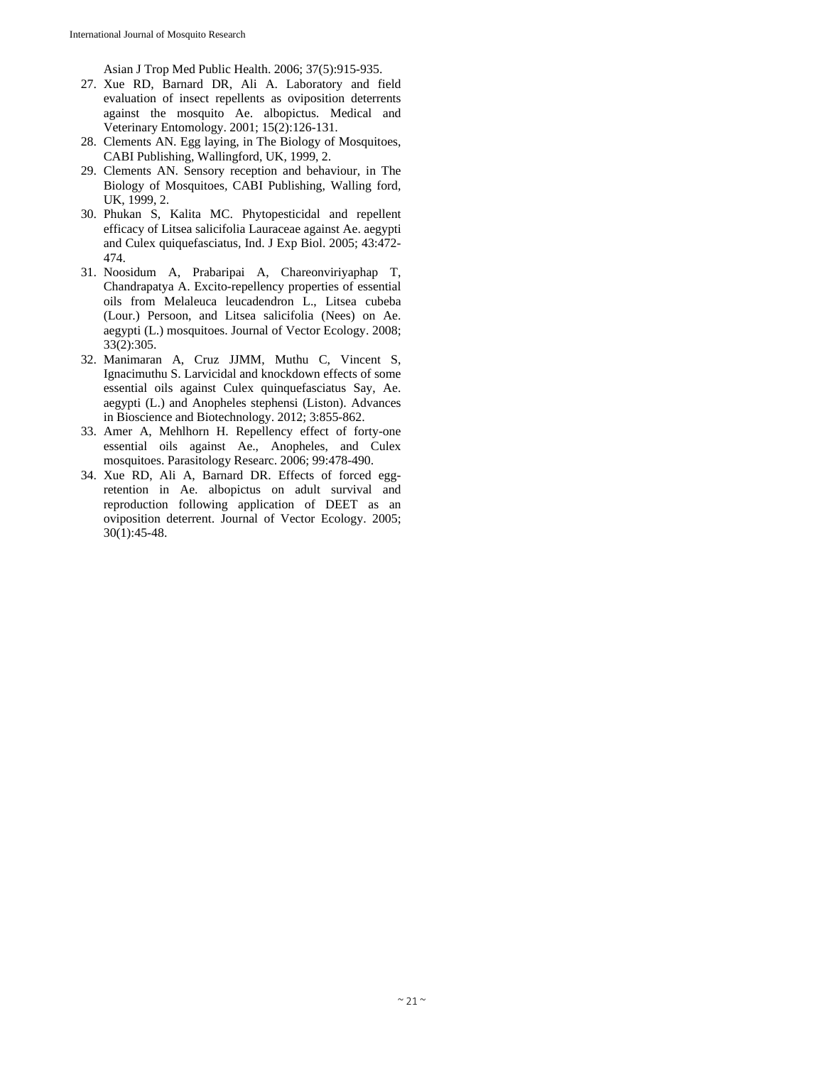Asian J Trop Med Public Health. 2006; 37(5):915-935.

27. Xue RD, Barnard DR, Ali A. Laboratory and field evaluation of insect repellents as oviposition deterrents against the mosquito Ae. albopictus. Medical and Veterinary Entomology. 2001; 15(2):126-131.
28. Clements AN. Egg laying, in The Biology of Mosquitoes, CABI Publishing, Wallingford, UK, 1999, 2.
29. Clements AN. Sensory reception and behaviour, in The Biology of Mosquitoes, CABI Publishing, Walling ford, UK, 1999, 2.
30. Phukan S, Kalita MC. Phytopesticidal and repellent efficacy of Litsea salicifolia Lauraceae against Ae. aegypti and Culex quiquefasciatus, Ind. J Exp Biol. 2005; 43:472-474.
31. Noosidum A, Prabaripai A, Chareonviriyaphap T, Chandrapatya A. Excito-repellency properties of essential oils from Melaleuca leucadendron L., Litsea cubeba (Lour.) Persoon, and Litsea salicifolia (Nees) on Ae. aegypti (L.) mosquitoes. Journal of Vector Ecology. 2008; 33(2):305.
32. Manimaran A, Cruz JJMM, Muthu C, Vincent S, Ignacimuthu S. Larvicidal and knockdown effects of some essential oils against Culex quinquefasciatus Say, Ae. aegypti (L.) and Anopheles stephensi (Liston). Advances in Bioscience and Biotechnology. 2012; 3:855-862.
33. Amer A, Mehlhorn H. Repellency effect of forty-one essential oils against Ae., Anopheles, and Culex mosquitoes. Parasitology Researc. 2006; 99:478-490.
34. Xue RD, Ali A, Barnard DR. Effects of forced egg-retention in Ae. albopictus on adult survival and reproduction following application of DEET as an oviposition deterrent. Journal of Vector Ecology. 2005; 30(1):45-48.